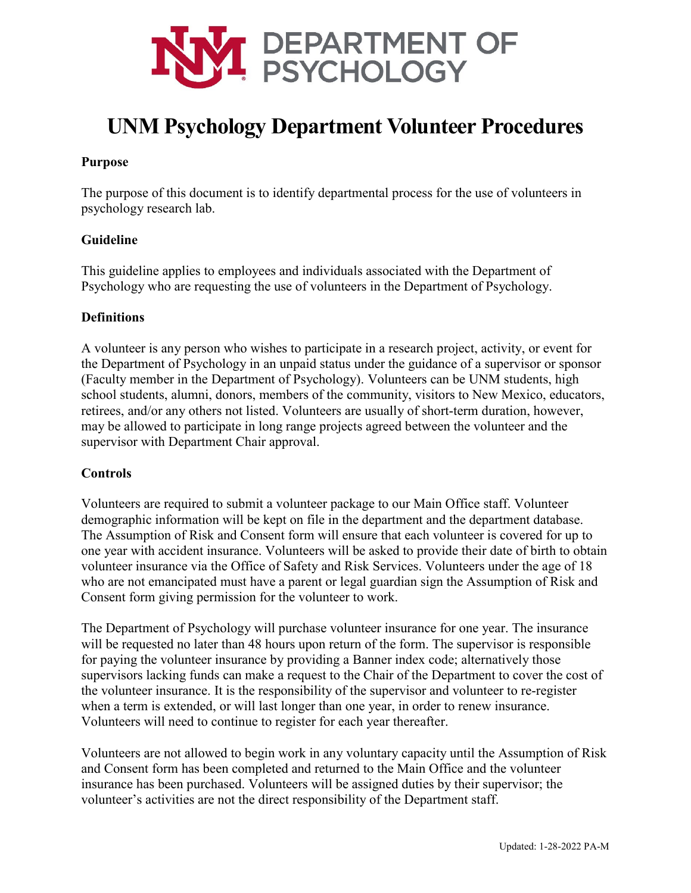DEPARTMENT OF PSYCHOLOGY

# UNM Psychology Department Volunteer Procedures

**Purpose**

The purpose of this document is to identify departmental process for the use of volunteers in psychology research lab.

**Guideline**

This guideline applies to employees and individuals associated with the Department of Psychology who are requesting the use of volunteers in the Department of Psychology.

**Definitions**

A volunteer is any person who wishes to participate in a research project, activity, or event for the Department of Psychology in an unpaid status under the guidance of a supervisor or sponsor (Faculty member in the Department of Psychology). Volunteers can be UNM students, high school students, alumni, donors, members of the community, visitors to New Mexico, educators, retirees, and/or any others not listed. Volunteers are usually of short-term duration, however, may be allowed to participate in long range projects agreed between the volunteer and the supervisor with Department Chair approval.

**Controls**

Volunteers are required to submit a volunteer package to our Main Office staff. Volunteer demographic information will be kept on file in the department and the department database. The Assumption of Risk and Consent form will ensure that each volunteer is covered for up to one year with accident insurance. Volunteers will be asked to provide their date of birth to obtain volunteer insurance via the Office of Safety and Risk Services. Volunteers under the age of 18 who are not emancipated must have a parent or legal guardian sign the Assumption of Risk and Consent form giving permission for the volunteer to work.

The Department of Psychology will purchase volunteer insurance for one year. The insurance will be requested no later than 48 hours upon return of the form. The supervisor is responsible for paying the volunteer insurance by providing a Banner index code; alternatively those supervisors lacking funds can make a request to the Chair of the Department to cover the cost of the volunteer insurance. It is the responsibility of the supervisor and volunteer to re-register when a term is extended, or will last longer than one year, in order to renew insurance. Volunteers will need to continue to register for each year thereafter.

Volunteers are not allowed to begin work in any voluntary capacity until the Assumption of Risk and Consent form has been completed and returned to the Main Office and the volunteer insurance has been purchased. Volunteers will be assigned duties by their supervisor; the volunteer's activities are not the direct responsibility of the Department staff.

Updated: 1-28-2022 PA-M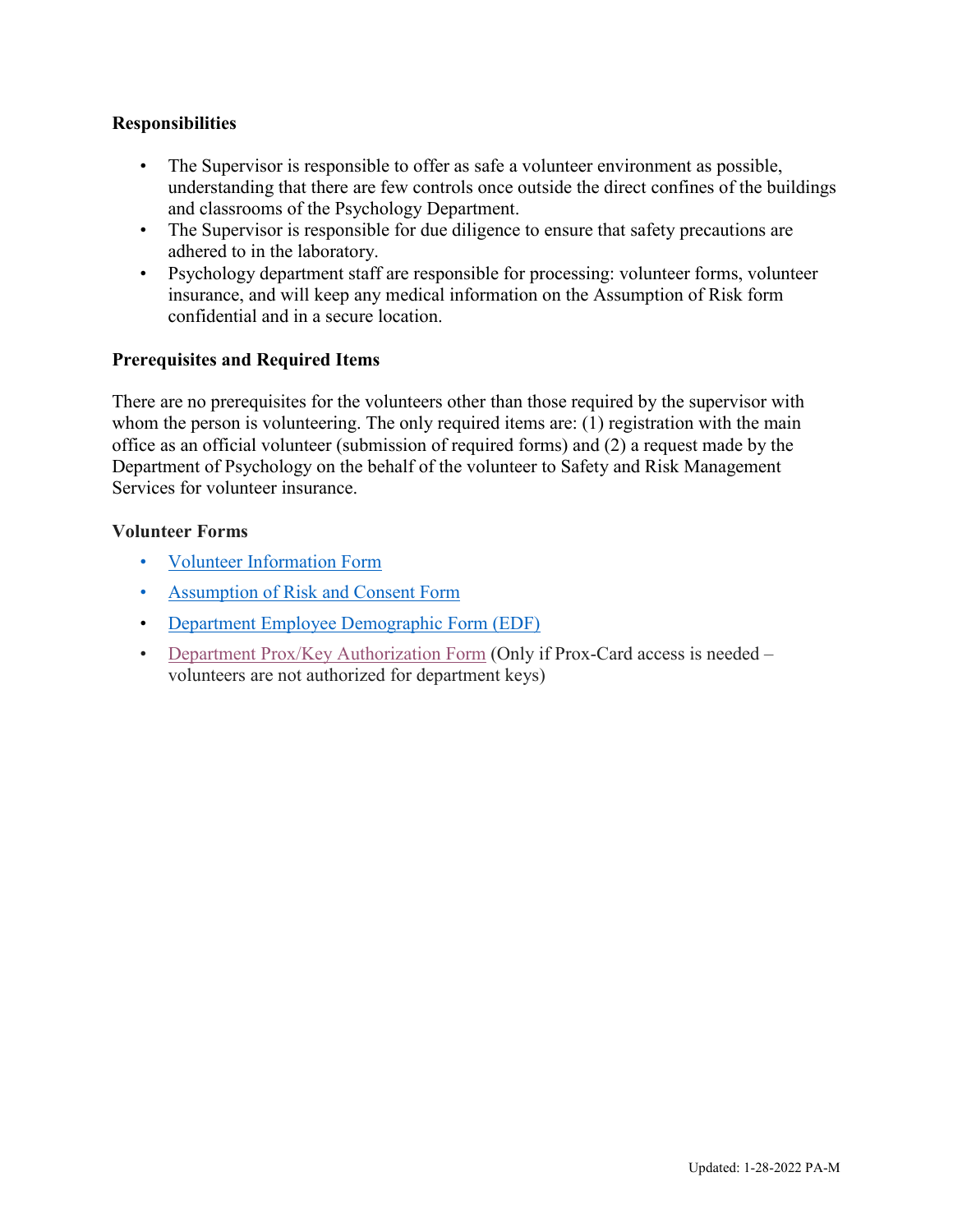**Responsibilities**

- The Supervisor is responsible to offer as safe a volunteer environment as possible, understanding that there are few controls once outside the direct confines of the buildings and classrooms of the Psychology Department.
- The Supervisor is responsible for due diligence to ensure that safety precautions are adhered to in the laboratory.
- Psychology department staff are responsible for processing: volunteer forms, volunteer insurance, and will keep any medical information on the Assumption of Risk form confidential and in a secure location.

**Prerequisites and Required Items**

There are no prerequisites for the volunteers other than those required by the supervisor with whom the person is volunteering. The only required items are: (1) registration with the main office as an official volunteer (submission of required forms) and (2) a request made by the Department of Psychology on the behalf of the volunteer to Safety and Risk Management Services for volunteer insurance.

**Volunteer Forms**

- Volunteer Information Form
- Assumption of Risk and Consent Form
- Department Employee Demographic Form (EDF)
- Department Prox/Key Authorization Form (Only if Prox-Card access is needed – volunteers are not authorized for department keys)

Updated: 1-28-2022 PA-M